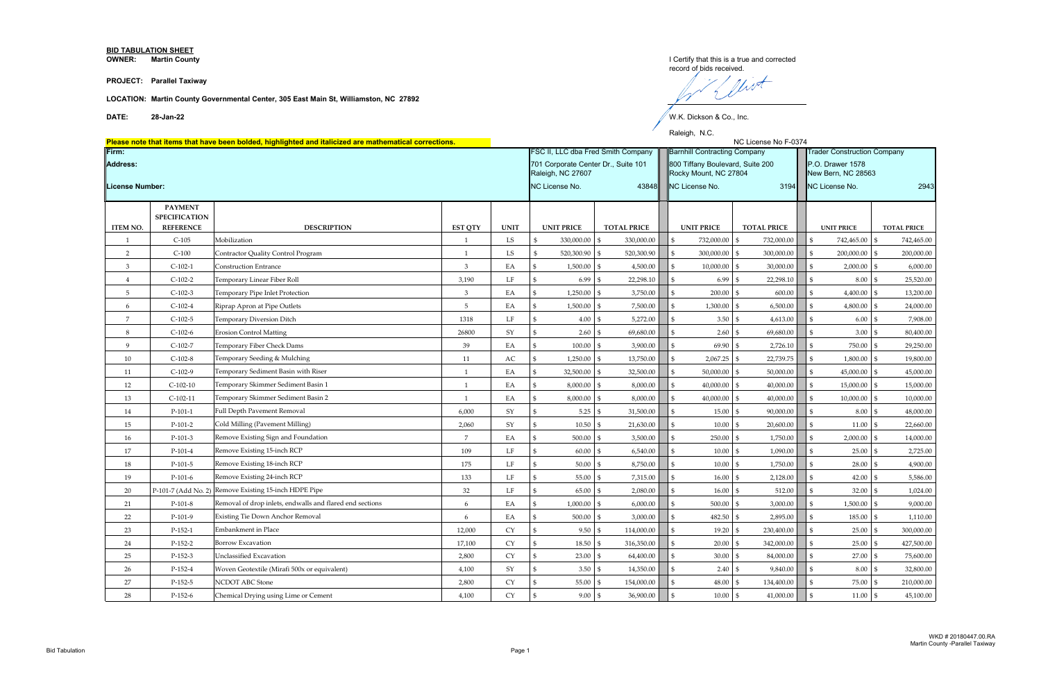**BID TABULATION SHEET**

**OWNER: Martin County**

**PROJECT: Parallel Taxiway**

**LOCATION: Martin County Governmental Center, 305 East Main St, Williamston, NC 27892**

**DATE: 28-Jan-22**

I Certify that this is a true and corrected record of bids received.

W.K. Dickson & Co., Inc.

Raleigh, N.C.

NC License No F-0374

**Please note that items that have been bolded, highlighted and italicized are mathematical corrections.**

| | | | | | FSC II, LLC dba Fred Smith Company | | Barnhill Contracting Company | | Trader Construction Company | |
|---|---|---|---|---|---|---|---|---|---|---|
| **Firm:** | | | | | FSC II, LLC dba Fred Smith Company | | Barnhill Contracting Company | | Trader Construction Company | |
| **Address:** | | | | | 701 Corporate Center Dr., Suite 101 Raleigh, NC 27607 | | 800 Tiffany Boulevard, Suite 200 Rocky Mount, NC 27804 | | P.O. Drawer 1578 New Bern, NC 28563 | |
| **License Number:** | | | | | NC License No. | 43848 | NC License No. | 3194 | NC License No. | 2943 |
| ITEM NO. | PAYMENT SPECIFICATION REFERENCE | DESCRIPTION | EST QTY | UNIT | UNIT PRICE | TOTAL PRICE | UNIT PRICE | TOTAL PRICE | UNIT PRICE | TOTAL PRICE |
| 1 | C-105 | Mobilization | 1 | LS | $ 330,000.00 | $ 330,000.00 | $ 732,000.00 | $ 732,000.00 | $ 742,465.00 | $ 742,465.00 |
| 2 | C-100 | Contractor Quality Control Program | 1 | LS | $ 520,300.90 | $ 520,300.90 | $ 300,000.00 | $ 300,000.00 | $ 200,000.00 | $ 200,000.00 |
| 3 | C-102-1 | Construction Entrance | 3 | EA | $ 1,500.00 | $ 4,500.00 | $ 10,000.00 | $ 30,000.00 | $ 2,000.00 | $ 6,000.00 |
| 4 | C-102-2 | Temporary Linear Fiber Roll | 3,190 | LF | $ 6.99 | $ 22,298.10 | $ 6.99 | $ 22,298.10 | $ 8.00 | $ 25,520.00 |
| 5 | C-102-3 | Temporary Pipe Inlet Protection | 3 | EA | $ 1,250.00 | $ 3,750.00 | $ 200.00 | $ 600.00 | $ 4,400.00 | $ 13,200.00 |
| 6 | C-102-4 | Riprap Apron at Pipe Outlets | 5 | EA | $ 1,500.00 | $ 7,500.00 | $ 1,300.00 | $ 6,500.00 | $ 4,800.00 | $ 24,000.00 |
| 7 | C-102-5 | Temporary Diversion Ditch | 1318 | LF | $ 4.00 | $ 5,272.00 | $ 3.50 | $ 4,613.00 | $ 6.00 | $ 7,908.00 |
| 8 | C-102-6 | Erosion Control Matting | 26800 | SY | $ 2.60 | $ 69,680.00 | $ 2.60 | $ 69,680.00 | $ 3.00 | $ 80,400.00 |
| 9 | C-102-7 | Temporary Fiber Check Dams | 39 | EA | $ 100.00 | $ 3,900.00 | $ 69.90 | $ 2,726.10 | $ 750.00 | $ 29,250.00 |
| 10 | C-102-8 | Temporary Seeding & Mulching | 11 | AC | $ 1,250.00 | $ 13,750.00 | $ 2,067.25 | $ 22,739.75 | $ 1,800.00 | $ 19,800.00 |
| 11 | C-102-9 | Temporary Sediment Basin with Riser | 1 | EA | $ 32,500.00 | $ 32,500.00 | $ 50,000.00 | $ 50,000.00 | $ 45,000.00 | $ 45,000.00 |
| 12 | C-102-10 | Temporary Skimmer Sediment Basin 1 | 1 | EA | $ 8,000.00 | $ 8,000.00 | $ 40,000.00 | $ 40,000.00 | $ 15,000.00 | $ 15,000.00 |
| 13 | C-102-11 | Temporary Skimmer Sediment Basin 2 | 1 | EA | $ 8,000.00 | $ 8,000.00 | $ 40,000.00 | $ 40,000.00 | $ 10,000.00 | $ 10,000.00 |
| 14 | P-101-1 | Full Depth Pavement Removal | 6,000 | SY | $ 5.25 | $ 31,500.00 | $ 15.00 | $ 90,000.00 | $ 8.00 | $ 48,000.00 |
| 15 | P-101-2 | Cold Milling (Pavement Milling) | 2,060 | SY | $ 10.50 | $ 21,630.00 | $ 10.00 | $ 20,600.00 | $ 11.00 | $ 22,660.00 |
| 16 | P-101-3 | Remove Existing Sign and Foundation | 7 | EA | $ 500.00 | $ 3,500.00 | $ 250.00 | $ 1,750.00 | $ 2,000.00 | $ 14,000.00 |
| 17 | P-101-4 | Remove Existing 15-inch RCP | 109 | LF | $ 60.00 | $ 6,540.00 | $ 10.00 | $ 1,090.00 | $ 25.00 | $ 2,725.00 |
| 18 | P-101-5 | Remove Existing 18-inch RCP | 175 | LF | $ 50.00 | $ 8,750.00 | $ 10.00 | $ 1,750.00 | $ 28.00 | $ 4,900.00 |
| 19 | P-101-6 | Remove Existing 24-inch RCP | 133 | LF | $ 55.00 | $ 7,315.00 | $ 16.00 | $ 2,128.00 | $ 42.00 | $ 5,586.00 |
| 20 | P-101-7 (Add No. 2) | Remove Existing 15-inch HDPE Pipe | 32 | LF | $ 65.00 | $ 2,080.00 | $ 16.00 | $ 512.00 | $ 32.00 | $ 1,024.00 |
| 21 | P-101-8 | Removal of drop inlets, endwalls and flared end sections | 6 | EA | $ 1,000.00 | $ 6,000.00 | $ 500.00 | $ 3,000.00 | $ 1,500.00 | $ 9,000.00 |
| 22 | P-101-9 | Existing Tie Down Anchor Removal | 6 | EA | $ 500.00 | $ 3,000.00 | $ 482.50 | $ 2,895.00 | $ 185.00 | $ 1,110.00 |
| 23 | P-152-1 | Embankment in Place | 12,000 | CY | $ 9.50 | $ 114,000.00 | $ 19.20 | $ 230,400.00 | $ 25.00 | $ 300,000.00 |
| 24 | P-152-2 | Borrow Excavation | 17,100 | CY | $ 18.50 | $ 316,350.00 | $ 20.00 | $ 342,000.00 | $ 25.00 | $ 427,500.00 |
| 25 | P-152-3 | Unclassified Excavation | 2,800 | CY | $ 23.00 | $ 64,400.00 | $ 30.00 | $ 84,000.00 | $ 27.00 | $ 75,600.00 |
| 26 | P-152-4 | Woven Geotextile (Mirafi 500x or equivalent) | 4,100 | SY | $ 3.50 | $ 14,350.00 | $ 2.40 | $ 9,840.00 | $ 8.00 | $ 32,800.00 |
| 27 | P-152-5 | NCDOT ABC Stone | 2,800 | CY | $ 55.00 | $ 154,000.00 | $ 48.00 | $ 134,400.00 | $ 75.00 | $ 210,000.00 |
| 28 | P-152-6 | Chemical Drying using Lime or Cement | 4,100 | CY | $ 9.00 | $ 36,900.00 | $ 10.00 | $ 41,000.00 | $ 11.00 | $ 45,100.00 |

WKD # 20180447.00.RA
Martin County -Parallel Taxiway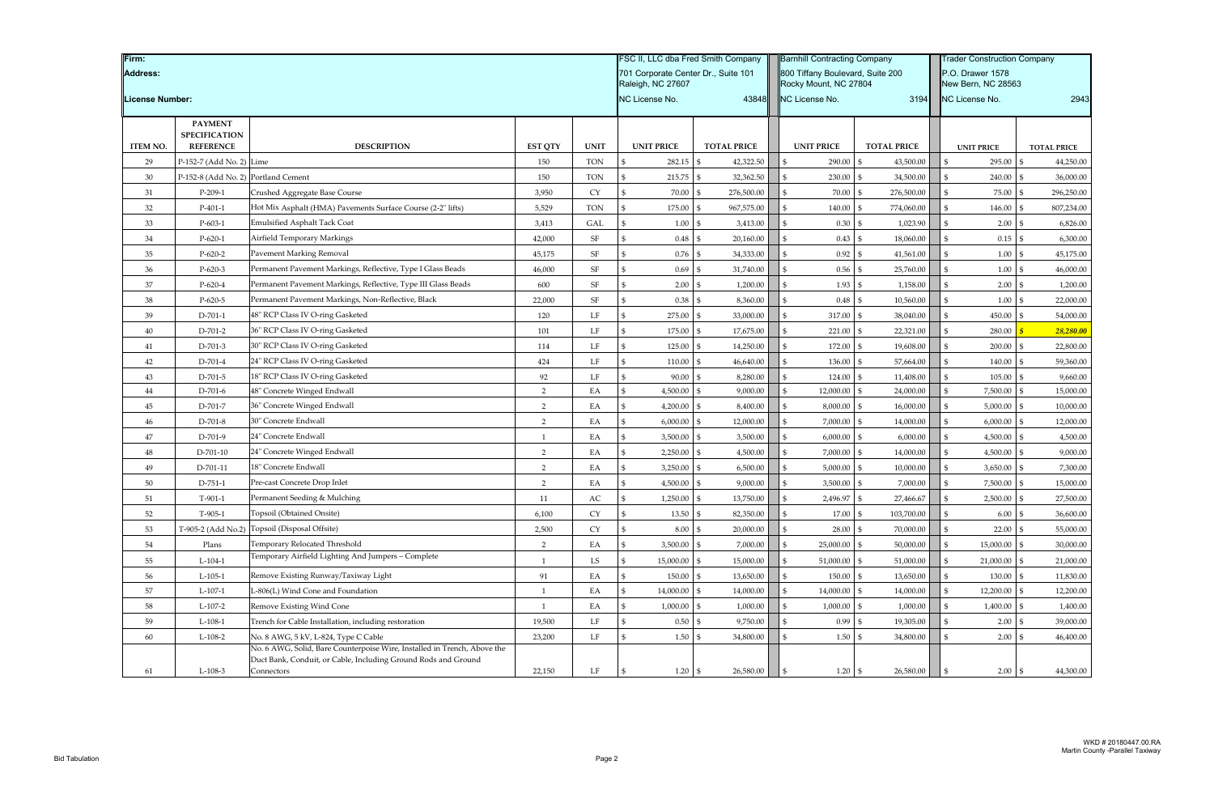| Firm: | | | | | FSC II, LLC dba Fred Smith Company | | Barnhill Contracting Company | | Trader Construction Company | |
|---|---|---|---|---|---|---|---|---|---|---|
| Address: | | | | | 701 Corporate Center Dr., Suite 101 Raleigh, NC 27607 | | 800 Tiffany Boulevard, Suite 200 Rocky Mount, NC 27804 | | P.O. Drawer 1578 New Bern, NC 28563 | |
| License Number: | | | | | NC License No. | 43848 | NC License No. | 3194 | NC License No. | 2943 |
| ITEM NO. | PAYMENT SPECIFICATION REFERENCE | DESCRIPTION | EST QTY | UNIT | UNIT PRICE | TOTAL PRICE | UNIT PRICE | TOTAL PRICE | UNIT PRICE | TOTAL PRICE |
| 29 | P-152-7 (Add No. 2) | Lime | 150 | TON | $ 282.15 | $ 42,322.50 | $ 290.00 | $ 43,500.00 | $ 295.00 | $ 44,250.00 |
| 30 | P-152-8 (Add No. 2) | Portland Cement | 150 | TON | $ 215.75 | $ 32,362.50 | $ 230.00 | $ 34,500.00 | $ 240.00 | $ 36,000.00 |
| 31 | P-209-1 | Crushed Aggregate Base Course | 3,950 | CY | $ 70.00 | $ 276,500.00 | $ 70.00 | $ 276,500.00 | $ 75.00 | $ 296,250.00 |
| 32 | P-401-1 | Hot Mix Asphalt (HMA) Pavements Surface Course (2-2" lifts) | 5,529 | TON | $ 175.00 | $ 967,575.00 | $ 140.00 | $ 774,060.00 | $ 146.00 | $ 807,234.00 |
| 33 | P-603-1 | Emulsified Asphalt Tack Coat | 3,413 | GAL | $ 1.00 | $ 3,413.00 | $ 0.30 | $ 1,023.90 | $ 2.00 | $ 6,826.00 |
| 34 | P-620-1 | Airfield Temporary Markings | 42,000 | SF | $ 0.48 | $ 20,160.00 | $ 0.43 | $ 18,060.00 | $ 0.15 | $ 6,300.00 |
| 35 | P-620-2 | Pavement Marking Removal | 45,175 | SF | $ 0.76 | $ 34,333.00 | $ 0.92 | $ 41,561.00 | $ 1.00 | $ 45,175.00 |
| 36 | P-620-3 | Permanent Pavement Markings, Reflective, Type I Glass Beads | 46,000 | SF | $ 0.69 | $ 31,740.00 | $ 0.56 | $ 25,760.00 | $ 1.00 | $ 46,000.00 |
| 37 | P-620-4 | Permanent Pavement Markings, Reflective, Type III Glass Beads | 600 | SF | $ 2.00 | $ 1,200.00 | $ 1.93 | $ 1,158.00 | $ 2.00 | $ 1,200.00 |
| 38 | P-620-5 | Permanent Pavement Markings, Non-Reflective, Black | 22,000 | SF | $ 0.38 | $ 8,360.00 | $ 0.48 | $ 10,560.00 | $ 1.00 | $ 22,000.00 |
| 39 | D-701-1 | 48" RCP Class IV O-ring Gasketed | 120 | LF | $ 275.00 | $ 33,000.00 | $ 317.00 | $ 38,040.00 | $ 450.00 | $ 54,000.00 |
| 40 | D-701-2 | 36" RCP Class IV O-ring Gasketed | 101 | LF | $ 175.00 | $ 17,675.00 | $ 221.00 | $ 22,321.00 | $ 280.00 | $ ***28,280.00*** |
| 41 | D-701-3 | 30" RCP Class IV O-ring Gasketed | 114 | LF | $ 125.00 | $ 14,250.00 | $ 172.00 | $ 19,608.00 | $ 200.00 | $ 22,800.00 |
| 42 | D-701-4 | 24" RCP Class IV O-ring Gasketed | 424 | LF | $ 110.00 | $ 46,640.00 | $ 136.00 | $ 57,664.00 | $ 140.00 | $ 59,360.00 |
| 43 | D-701-5 | 18" RCP Class IV O-ring Gasketed | 92 | LF | $ 90.00 | $ 8,280.00 | $ 124.00 | $ 11,408.00 | $ 105.00 | $ 9,660.00 |
| 44 | D-701-6 | 48" Concrete Winged Endwall | 2 | EA | $ 4,500.00 | $ 9,000.00 | $ 12,000.00 | $ 24,000.00 | $ 7,500.00 | $ 15,000.00 |
| 45 | D-701-7 | 36" Concrete Winged Endwall | 2 | EA | $ 4,200.00 | $ 8,400.00 | $ 8,000.00 | $ 16,000.00 | $ 5,000.00 | $ 10,000.00 |
| 46 | D-701-8 | 30" Concrete Endwall | 2 | EA | $ 6,000.00 | $ 12,000.00 | $ 7,000.00 | $ 14,000.00 | $ 6,000.00 | $ 12,000.00 |
| 47 | D-701-9 | 24" Concrete Endwall | 1 | EA | $ 3,500.00 | $ 3,500.00 | $ 6,000.00 | $ 6,000.00 | $ 4,500.00 | $ 4,500.00 |
| 48 | D-701-10 | 24" Concrete Winged Endwall | 2 | EA | $ 2,250.00 | $ 4,500.00 | $ 7,000.00 | $ 14,000.00 | $ 4,500.00 | $ 9,000.00 |
| 49 | D-701-11 | 18" Concrete Endwall | 2 | EA | $ 3,250.00 | $ 6,500.00 | $ 5,000.00 | $ 10,000.00 | $ 3,650.00 | $ 7,300.00 |
| 50 | D-751-1 | Pre-cast Concrete Drop Inlet | 2 | EA | $ 4,500.00 | $ 9,000.00 | $ 3,500.00 | $ 7,000.00 | $ 7,500.00 | $ 15,000.00 |
| 51 | T-901-1 | Permanent Seeding & Mulching | 11 | AC | $ 1,250.00 | $ 13,750.00 | $ 2,496.97 | $ 27,466.67 | $ 2,500.00 | $ 27,500.00 |
| 52 | T-905-1 | Topsoil (Obtained Onsite) | 6,100 | CY | $ 13.50 | $ 82,350.00 | $ 17.00 | $ 103,700.00 | $ 6.00 | $ 36,600.00 |
| 53 | T-905-2 (Add No.2) | Topsoil (Disposal Offsite) | 2,500 | CY | $ 8.00 | $ 20,000.00 | $ 28.00 | $ 70,000.00 | $ 22.00 | $ 55,000.00 |
| 54 | Plans | Temporary Relocated Threshold | 2 | EA | $ 3,500.00 | $ 7,000.00 | $ 25,000.00 | $ 50,000.00 | $ 15,000.00 | $ 30,000.00 |
| 55 | L-104-1 | Temporary Airfield Lighting And Jumpers – Complete | 1 | LS | $ 15,000.00 | $ 15,000.00 | $ 51,000.00 | $ 51,000.00 | $ 21,000.00 | $ 21,000.00 |
| 56 | L-105-1 | Remove Existing Runway/Taxiway Light | 91 | EA | $ 150.00 | $ 13,650.00 | $ 150.00 | $ 13,650.00 | $ 130.00 | $ 11,830.00 |
| 57 | L-107-1 | L-806(L) Wind Cone and Foundation | 1 | EA | $ 14,000.00 | $ 14,000.00 | $ 14,000.00 | $ 14,000.00 | $ 12,200.00 | $ 12,200.00 |
| 58 | L-107-2 | Remove Existing Wind Cone | 1 | EA | $ 1,000.00 | $ 1,000.00 | $ 1,000.00 | $ 1,000.00 | $ 1,400.00 | $ 1,400.00 |
| 59 | L-108-1 | Trench for Cable Installation, including restoration | 19,500 | LF | $ 0.50 | $ 9,750.00 | $ 0.99 | $ 19,305.00 | $ 2.00 | $ 39,000.00 |
| 60 | L-108-2 | No. 8 AWG, 5 kV, L-824, Type C Cable | 23,200 | LF | $ 1.50 | $ 34,800.00 | $ 1.50 | $ 34,800.00 | $ 2.00 | $ 46,400.00 |
| 61 | L-108-3 | No. 6 AWG, Solid, Bare Counterpoise Wire, Installed in Trench, Above the Duct Bank, Conduit, or Cable, Including Ground Rods and Ground Connectors | 22,150 | LF | $ 1.20 | $ 26,580.00 | $ 1.20 | $ 26,580.00 | $ 2.00 | $ 44,300.00 |

Bid Tabulation

WKD # 20180447.00.RA
Martin County -Parallel Taxiway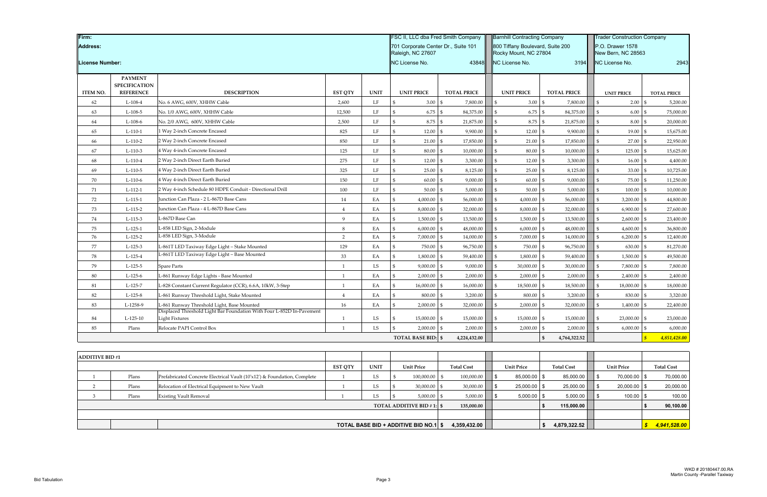| Firm: | | | | | FSC II, LLC dba Fred Smith Company | | Barnhill Contracting Company | | Trader Construction Company | |
|---|---|---|---|---|---|---|---|---|---|---|
| Address: | | | | | 701 Corporate Center Dr., Suite 101 Raleigh, NC 27607 | | 800 Tiffany Boulevard, Suite 200 Rocky Mount, NC 27804 | | P.O. Drawer 1578 New Bern, NC 28563 | |
| License Number: | | | | | NC License No. | 43848 | NC License No. | 3194 | NC License No. | 2943 |
| ITEM NO. | PAYMENT SPECIFICATION REFERENCE | DESCRIPTION | EST QTY | UNIT | UNIT PRICE | TOTAL PRICE | UNIT PRICE | TOTAL PRICE | UNIT PRICE | TOTAL PRICE |
| 62 | L-108-4 | No. 6 AWG, 600V, XHHW Cable | 2,600 | LF | $ 3.00 | $ 7,800.00 | $ 3.00 | $ 7,800.00 | $ 2.00 | $ 5,200.00 |
| 63 | L-108-5 | No. 1/0 AWG, 600V, XHHW Cable | 12,500 | LF | $ 6.75 | $ 84,375.00 | $ 6.75 | $ 84,375.00 | $ 6.00 | $ 75,000.00 |
| 64 | L-108-6 | No. 2/0 AWG, 600V, XHHW Cable | 2,500 | LF | $ 8.75 | $ 21,875.00 | $ 8.75 | $ 21,875.00 | $ 8.00 | $ 20,000.00 |
| 65 | L-110-1 | 1 Way 2-inch Concrete Encased | 825 | LF | $ 12.00 | $ 9,900.00 | $ 12.00 | $ 9,900.00 | $ 19.00 | $ 15,675.00 |
| 66 | L-110-2 | 2 Way 2-inch Concrete Encased | 850 | LF | $ 21.00 | $ 17,850.00 | $ 21.00 | $ 17,850.00 | $ 27.00 | $ 22,950.00 |
| 67 | L-110-3 | 4 Way 4-inch Concrete Encased | 125 | LF | $ 80.00 | $ 10,000.00 | $ 80.00 | $ 10,000.00 | $ 125.00 | $ 15,625.00 |
| 68 | L-110-4 | 2 Way 2-inch Direct Earth Buried | 275 | LF | $ 12.00 | $ 3,300.00 | $ 12.00 | $ 3,300.00 | $ 16.00 | $ 4,400.00 |
| 69 | L-110-5 | 4 Way 2-inch Direct Earth Buried | 325 | LF | $ 25.00 | $ 8,125.00 | $ 25.00 | $ 8,125.00 | $ 33.00 | $ 10,725.00 |
| 70 | L-110-6 | 4 Way 4-inch Direct Earth Buried | 150 | LF | $ 60.00 | $ 9,000.00 | $ 60.00 | $ 9,000.00 | $ 75.00 | $ 11,250.00 |
| 71 | L-112-1 | 2 Way 4-inch Schedule 80 HDPE Conduit - Directional Drill | 100 | LF | $ 50.00 | $ 5,000.00 | $ 50.00 | $ 5,000.00 | $ 100.00 | $ 10,000.00 |
| 72 | L-115-1 | Junction Can Plaza - 2 L-867D Base Cans | 14 | EA | $ 4,000.00 | $ 56,000.00 | $ 4,000.00 | $ 56,000.00 | $ 3,200.00 | $ 44,800.00 |
| 73 | L-115-2 | Junction Can Plaza - 4 L-867D Base Cans | 4 | EA | $ 8,000.00 | $ 32,000.00 | $ 8,000.00 | $ 32,000.00 | $ 6,900.00 | $ 27,600.00 |
| 74 | L-115-3 | L-867D Base Can | 9 | EA | $ 1,500.00 | $ 13,500.00 | $ 1,500.00 | $ 13,500.00 | $ 2,600.00 | $ 23,400.00 |
| 75 | L-125-1 | L-858 LED Sign, 2-Module | 8 | EA | $ 6,000.00 | $ 48,000.00 | $ 6,000.00 | $ 48,000.00 | $ 4,600.00 | $ 36,800.00 |
| 76 | L-125-2 | L-858 LED Sign, 3-Module | 2 | EA | $ 7,000.00 | $ 14,000.00 | $ 7,000.00 | $ 14,000.00 | $ 6,200.00 | $ 12,400.00 |
| 77 | L-125-3 | L-861T LED Taxiway Edge Light – Stake Mounted | 129 | EA | $ 750.00 | $ 96,750.00 | $ 750.00 | $ 96,750.00 | $ 630.00 | $ 81,270.00 |
| 78 | L-125-4 | L-861T LED Taxiway Edge Light – Base Mounted | 33 | EA | $ 1,800.00 | $ 59,400.00 | $ 1,800.00 | $ 59,400.00 | $ 1,500.00 | $ 49,500.00 |
| 79 | L-125-5 | Spare Parts | 1 | LS | $ 9,000.00 | $ 9,000.00 | $ 30,000.00 | $ 30,000.00 | $ 7,800.00 | $ 7,800.00 |
| 80 | L-125-6 | L-861 Runway Edge Lights - Base Mounted | 1 | EA | $ 2,000.00 | $ 2,000.00 | $ 2,000.00 | $ 2,000.00 | $ 2,400.00 | $ 2,400.00 |
| 81 | L-125-7 | L-828 Constant Current Regulator (CCR), 6.6A, 10kW, 3-Step | 1 | EA | $ 16,000.00 | $ 16,000.00 | $ 18,500.00 | $ 18,500.00 | $ 18,000.00 | $ 18,000.00 |
| 82 | L-125-8 | L-861 Runway Threshold Light, Stake Mounted | 4 | EA | $ 800.00 | $ 3,200.00 | $ 800.00 | $ 3,200.00 | $ 830.00 | $ 3,320.00 |
| 83 | L-1258-9 | L-861 Runway Threshold Light, Base Mounted | 16 | EA | $ 2,000.00 | $ 32,000.00 | $ 2,000.00 | $ 32,000.00 | $ 1,400.00 | $ 22,400.00 |
| 84 | L-125-10 | Displaced Threshold Light Bar Foundation With Four L-852D In-Pavement Light Fixtures | 1 | LS | $ 15,000.00 | $ 15,000.00 | $ 15,000.00 | $ 15,000.00 | $ 23,000.00 | $ 23,000.00 |
| 85 | Plans | Relocate PAPI Control Box | 1 | LS | $ 2,000.00 | $ 2,000.00 | $ 2,000.00 | $ 2,000.00 | $ 6,000.00 | $ 6,000.00 |
| | | | | | TOTAL BASE BID: | $ 4,224,432.00 | | $ 4,764,322.52 | | $ 4,851,428.00 |

| ADDITIVE BID #1 | | | | | | | | | | |
|---|---|---|---|---|---|---|---|---|---|---|
| | | | EST QTY | UNIT | Unit Price | Total Cost | Unit Price | Total Cost | Unit Price | Total Cost |
| 1 | Plans | Prefabricated Concrete Electrical Vault (10'x12') & Foundation, Complete | 1 | LS | $ 100,000.00 | $ 100,000.00 | $ 85,000.00 | $ 85,000.00 | $ 70,000.00 | $ 70,000.00 |
| 2 | Plans | Relocation of Electrical Equipment to New Vault | 1 | LS | $ 30,000.00 | $ 30,000.00 | $ 25,000.00 | $ 25,000.00 | $ 20,000.00 | $ 20,000.00 |
| 3 | Plans | Existing Vault Removal | 1 | LS | $ 5,000.00 | $ 5,000.00 | $ 5,000.00 | $ 5,000.00 | $ 100.00 | $ 100.00 |
| | | | | | TOTAL ADDITIVE BID # 1: | $ 135,000.00 | | $ 115,000.00 | | $ 90,100.00 |
| | | TOTAL BASE BID + ADDITIVE BID NO.1 | | | | $ 4,359,432.00 | | $ 4,879,322.52 | | $ 4,941,528.00 |

WKD # 20180447.00.RA
Martin County -Parallel Taxiway